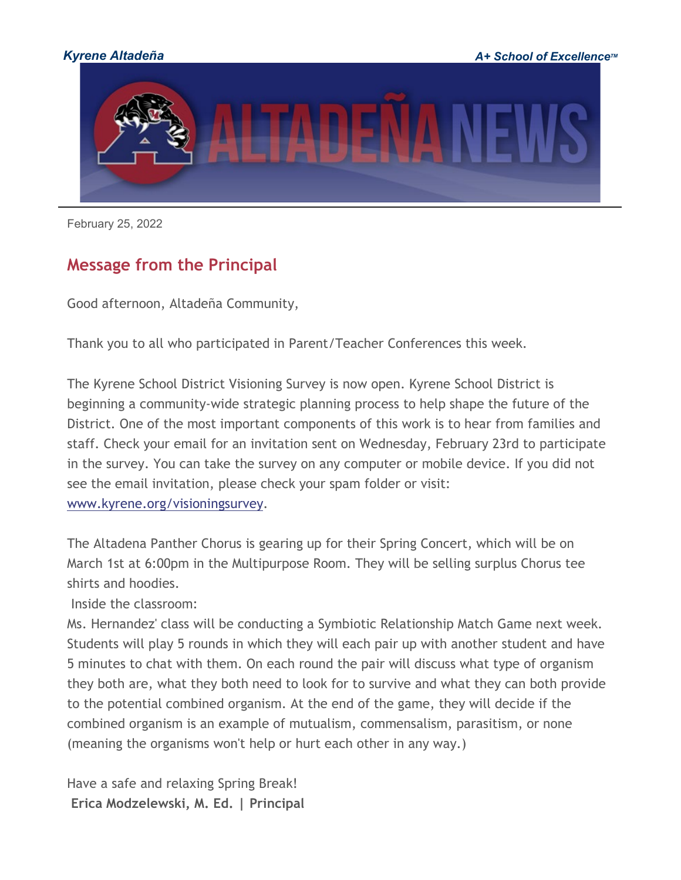*Kyrene Altadeña* *A+ School of Excellence™*

# ALTADEÑA NEWS

February 25, 2022

## Message from the Principal

Good afternoon, Altadeña Community,

Thank you to all who participated in Parent/Teacher Conferences this week.

The Kyrene School District Visioning Survey is now open. Kyrene School District is beginning a community-wide strategic planning process to help shape the future of the District. One of the most important components of this work is to hear from families and staff. Check your email for an invitation sent on Wednesday, February 23rd to participate in the survey. You can take the survey on any computer or mobile device. If you did not see the email invitation, please check your spam folder or visit: [www.kyrene.org/visioningsurvey](http://www.kyrene.org/visioningsurvey).

The Altadena Panther Chorus is gearing up for their Spring Concert, which will be on March 1st at 6:00pm in the Multipurpose Room. They will be selling surplus Chorus tee shirts and hoodies.

Inside the classroom:

Ms. Hernandez' class will be conducting a Symbiotic Relationship Match Game next week. Students will play 5 rounds in which they will each pair up with another student and have 5 minutes to chat with them. On each round the pair will discuss what type of organism they both are, what they both need to look for to survive and what they can both provide to the potential combined organism. At the end of the game, they will decide if the combined organism is an example of mutualism, commensalism, parasitism, or none (meaning the organisms won't help or hurt each other in any way.)

Have a safe and relaxing Spring Break!

**Erica Modzelewski, M. Ed. | Principal**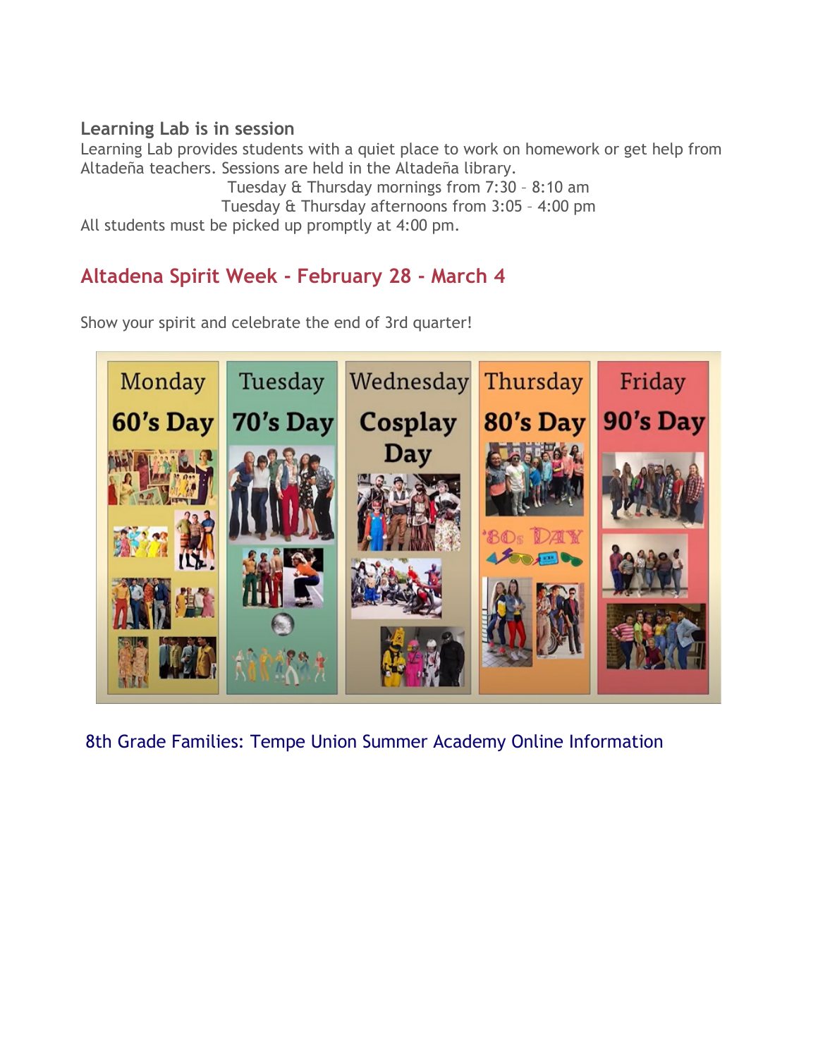**Learning Lab is in session**

Learning Lab provides students with a quiet place to work on homework or get help from Altadeña teachers. Sessions are held in the Altadeña library.

Tuesday & Thursday mornings from 7:30 – 8:10 am

Tuesday & Thursday afternoons from 3:05 – 4:00 pm

All students must be picked up promptly at 4:00 pm.

## Altadena Spirit Week - February 28 - March 4

Show your spirit and celebrate the end of 3rd quarter!

| Monday | Tuesday | Wednesday | Thursday | Friday |
| --- | --- | --- | --- | --- |
| 60's Day | 70's Day | Cosplay Day | 80's Day | 90's Day |

8th Grade Families: Tempe Union Summer Academy Online Information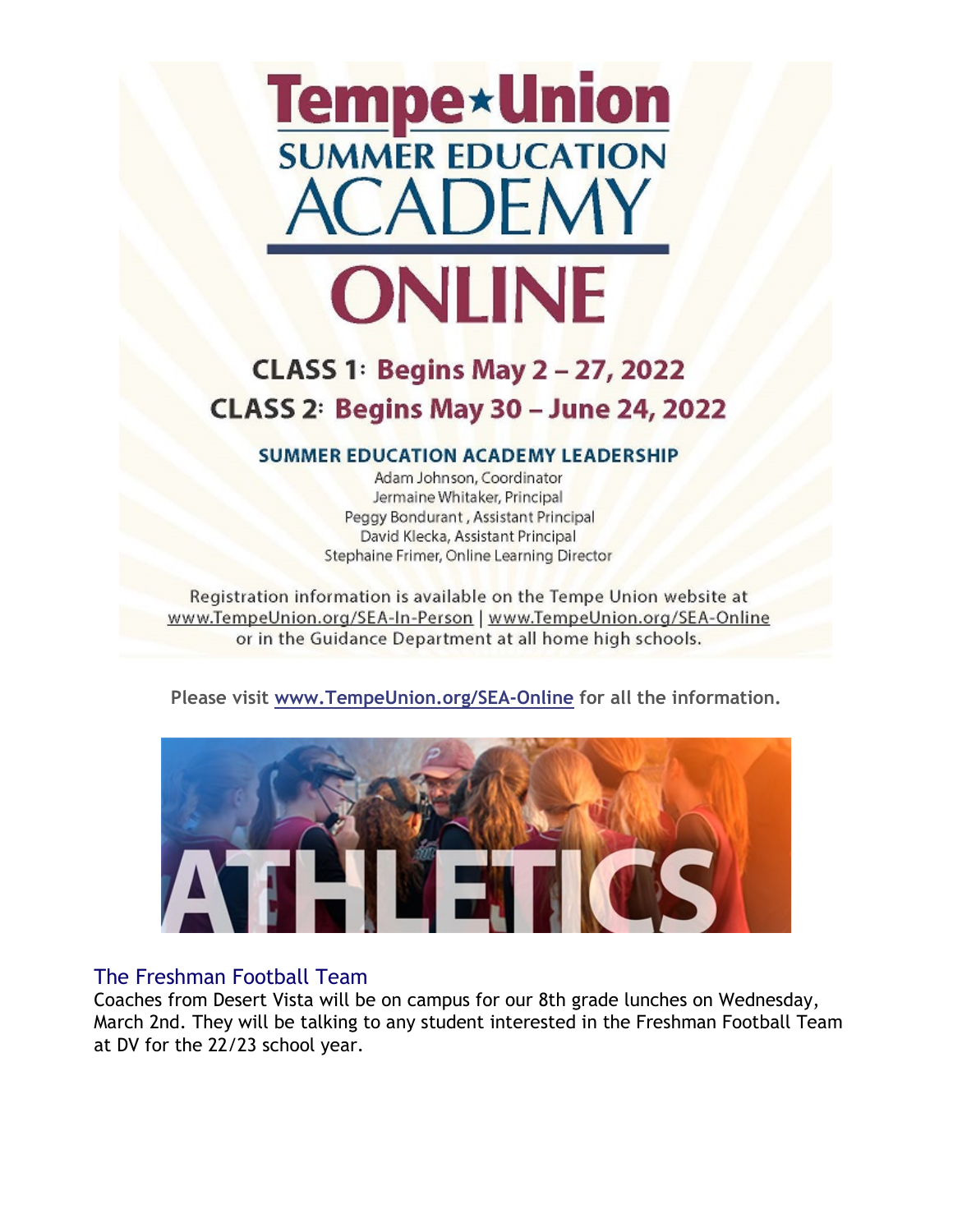# Tempe★Union

## SUMMER EDUCATION ACADEMY ONLINE

**CLASS 1: Begins May 2 – 27, 2022**

**CLASS 2: Begins May 30 – June 24, 2022**

**SUMMER EDUCATION ACADEMY LEADERSHIP**

Adam Johnson, Coordinator
Jermaine Whitaker, Principal
Peggy Bondurant, Assistant Principal
David Klecka, Assistant Principal
Stephaine Frimer, Online Learning Director

Registration information is available on the Tempe Union website at www.TempeUnion.org/SEA-In-Person | www.TempeUnion.org/SEA-Online or in the Guidance Department at all home high schools.

**Please visit www.TempeUnion.org/SEA-Online for all the information.**

# ATHLETICS

## The Freshman Football Team

Coaches from Desert Vista will be on campus for our 8th grade lunches on Wednesday, March 2nd. They will be talking to any student interested in the Freshman Football Team at DV for the 22/23 school year.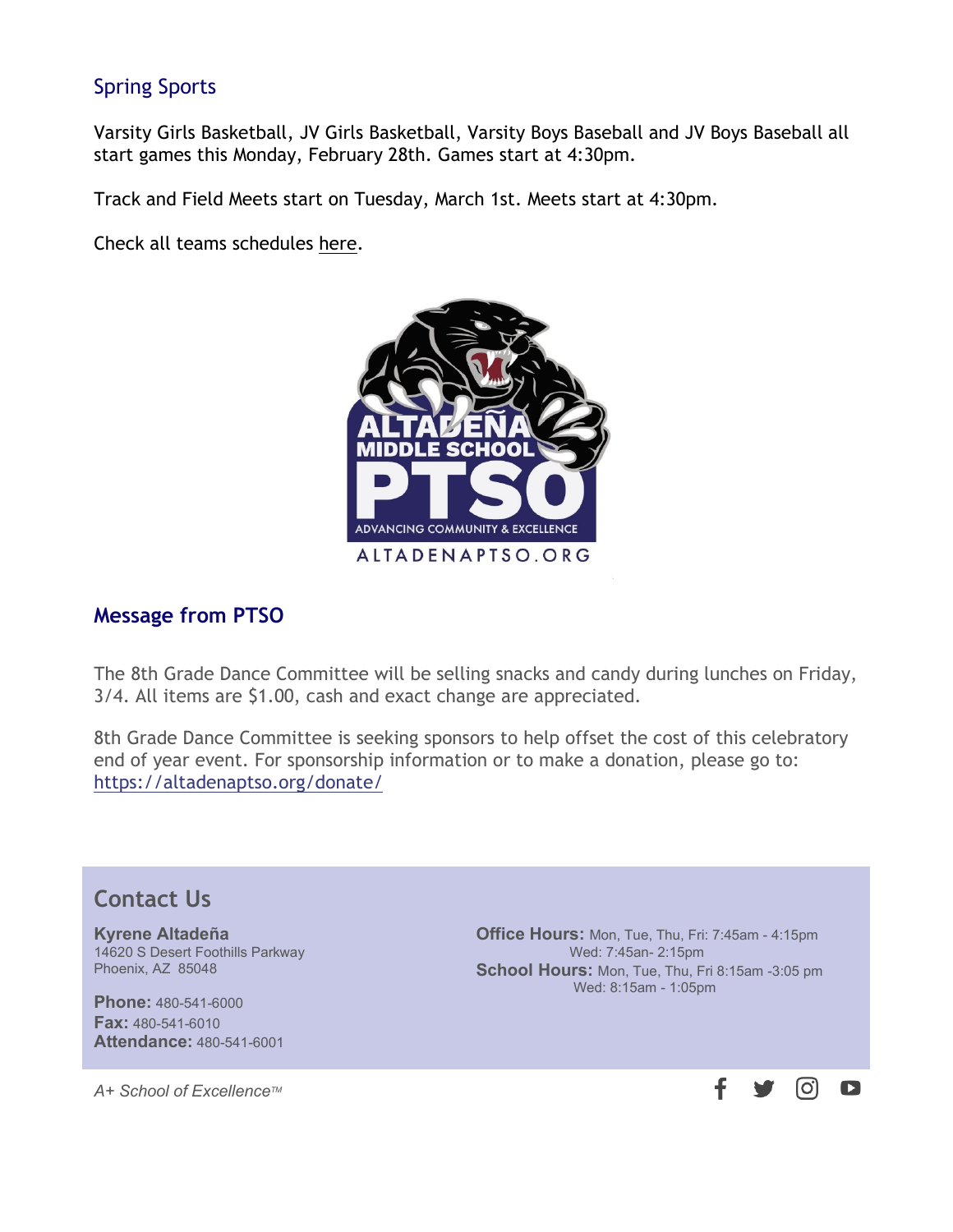## Spring Sports

Varsity Girls Basketball, JV Girls Basketball, Varsity Boys Baseball and JV Boys Baseball all start games this Monday, February 28th. Games start at 4:30pm.

Track and Field Meets start on Tuesday, March 1st. Meets start at 4:30pm.

Check all teams schedules here.

## Message from PTSO

The 8th Grade Dance Committee will be selling snacks and candy during lunches on Friday, 3/4. All items are $1.00, cash and exact change are appreciated.

8th Grade Dance Committee is seeking sponsors to help offset the cost of this celebratory end of year event. For sponsorship information or to make a donation, please go to: https://altadenaptso.org/donate/

## Contact Us

**Kyrene Altadeña**
14620 S Desert Foothills Parkway
Phoenix, AZ 85048

**Phone:** 480-541-6000
**Fax:** 480-541-6010
**Attendance:** 480-541-6001

**Office Hours:** Mon, Tue, Thu, Fri: 7:45am - 4:15pm
Wed: 7:45an- 2:15pm
**School Hours:** Mon, Tue, Thu, Fri 8:15am -3:05 pm
Wed: 8:15am - 1:05pm

*A+ School of Excellence™*